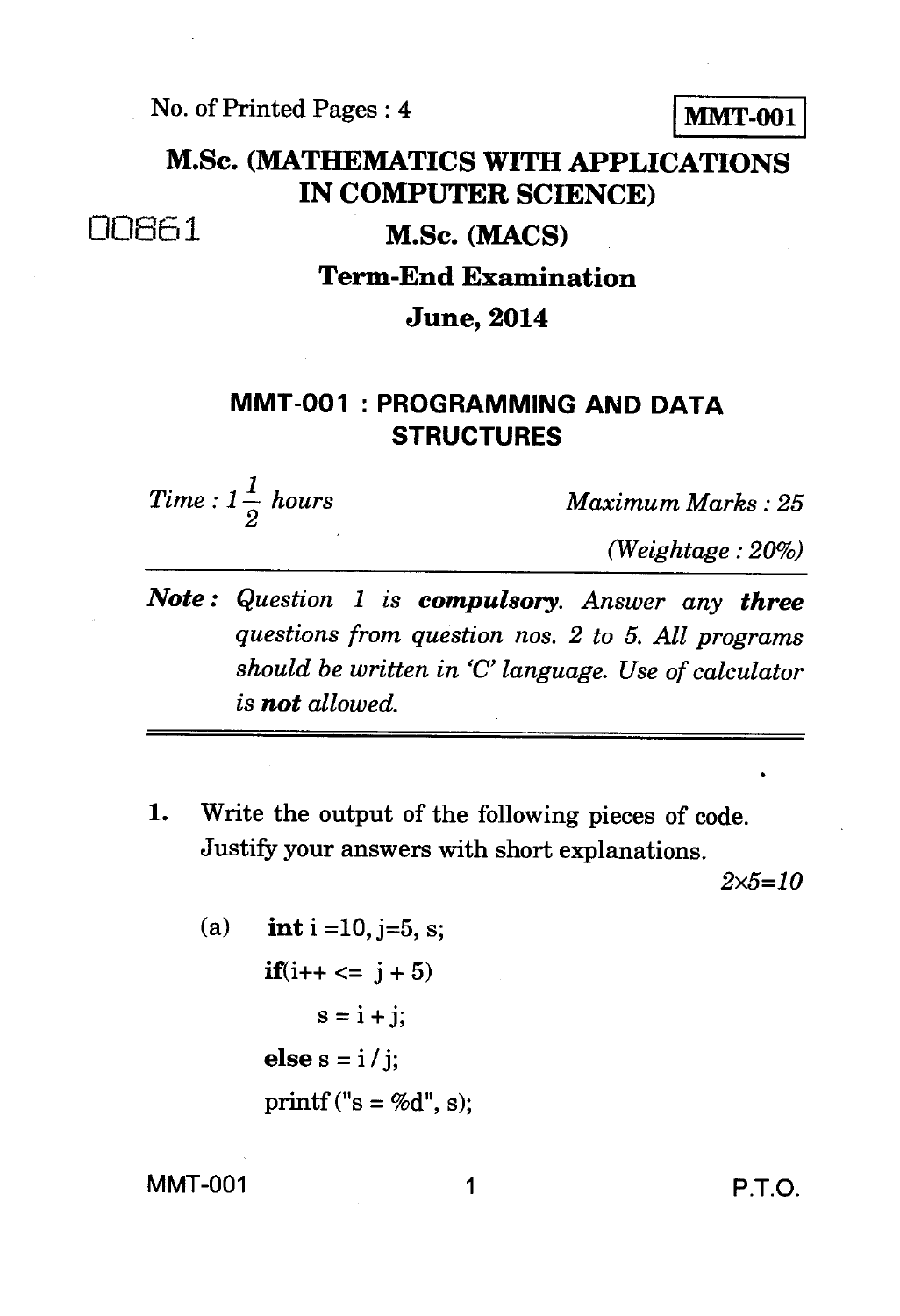No. of Printed Pages : 4

**MMT-001**

# M.Sc. (MATHEMATICS WITH APPLICATIONS IN COMPUTER SCIENCE)

00861

## M.Sc. (MACS)

## Term-End Examination

## June, 2014

## MMT-001 : PROGRAMMING AND DATA STRUCTURES

*Time : $1\frac{1}{2}$ hours* | *Maximum Marks : 25*

*(Weightage : 20%)*

***Note :*** *Question 1 is* ***compulsory****. Answer any* ***three*** *questions from question nos. 2 to 5. All programs should be written in 'C' language. Use of calculator is* ***not*** *allowed.*

---

1. Write the output of the following pieces of code. Justify your answers with short explanations. $2\times5=10$

   (a)
   ```
   int i =10, j=5, s;
   if(i++ <= j + 5)
       s = i + j;
   else s = i / j;
   printf ("s = %d", s);
   ```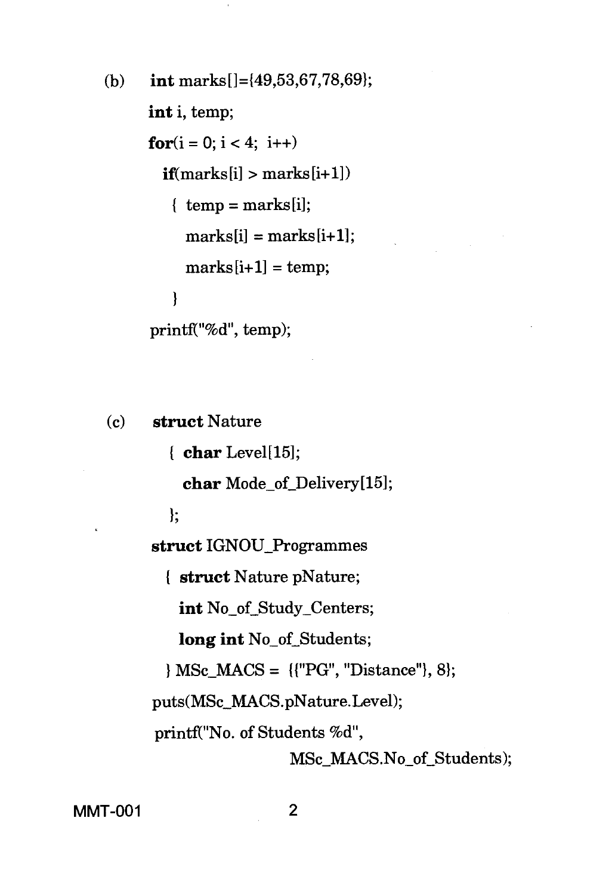(b)

```
int marks[]={49,53,67,78,69};
int i, temp;
for(i = 0; i < 4;  i++)
  if(marks[i] > marks[i+1])
   { temp = marks[i];
     marks[i] = marks[i+1];
     marks[i+1] = temp;
   }
printf("%d", temp);
```

(c)

```
struct Nature
  { char Level[15];
    char Mode_of_Delivery[15];
  };
struct IGNOU_Programmes
  { struct Nature pNature;
    int No_of_Study_Centers;
    long int No_of_Students;
  } MSc_MACS =  {{"PG", "Distance"}, 8};
puts(MSc_MACS.pNature.Level);
printf("No. of Students %d",
                          MSc_MACS.No_of_Students);
```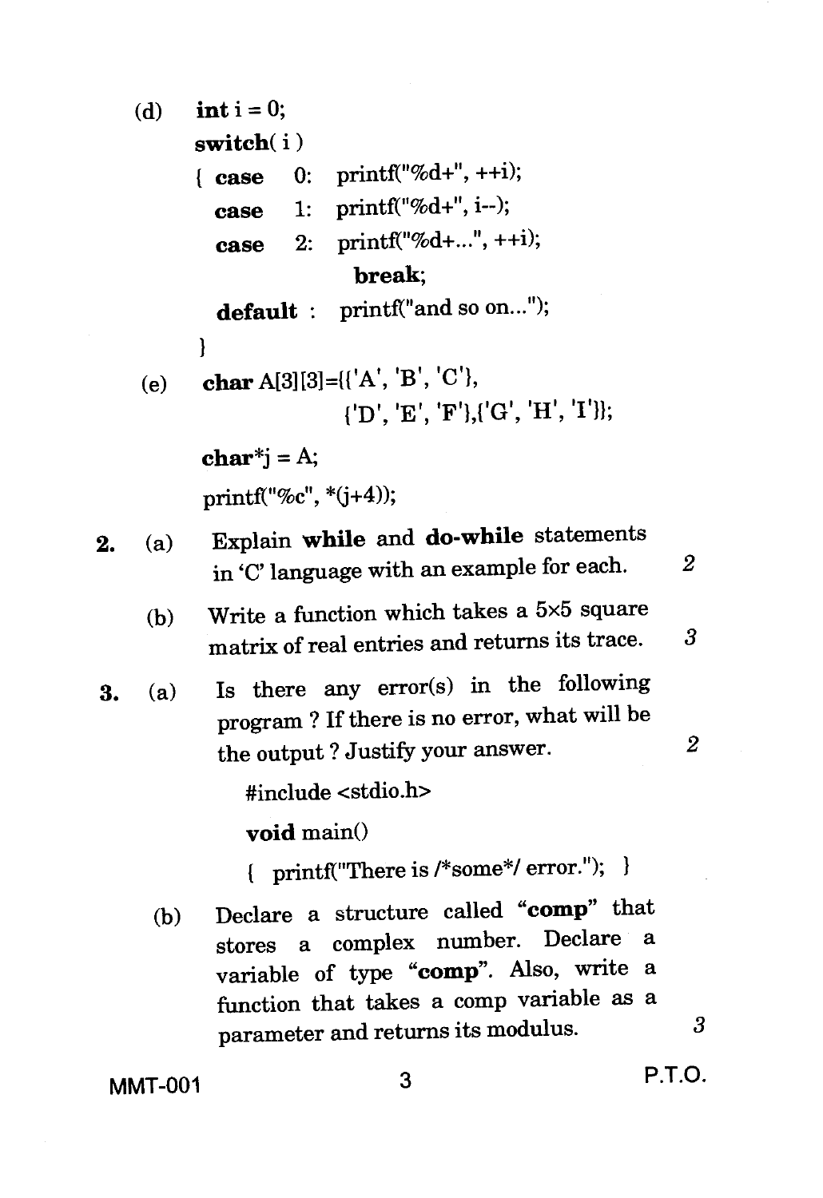(d)
```
int i = 0;
switch( i )
{ case  0:  printf("%d+", ++i);
  case  1:  printf("%d+", i--);
  case  2:  printf("%d+...", ++i);
              break;
  default :  printf("and so on...");
}
```

(e)
```
char A[3][3]={{'A', 'B', 'C'},
              {'D', 'E', 'F'},{'G', 'H', 'I'}};

char*j = A;
printf("%c", *(j+4));
```

2. (a) Explain **while** and **do-while** statements in 'C' language with an example for each. 2

   (b) Write a function which takes a 5×5 square matrix of real entries and returns its trace. 3

3. (a) Is there any error(s) in the following program ? If there is no error, what will be the output ? Justify your answer. 2

```
#include <stdio.h>
void main()
{  printf("There is /*some*/ error.");  }
```

   (b) Declare a structure called **"comp"** that stores a complex number. Declare a variable of type **"comp"**. Also, write a function that takes a comp variable as a parameter and returns its modulus. 3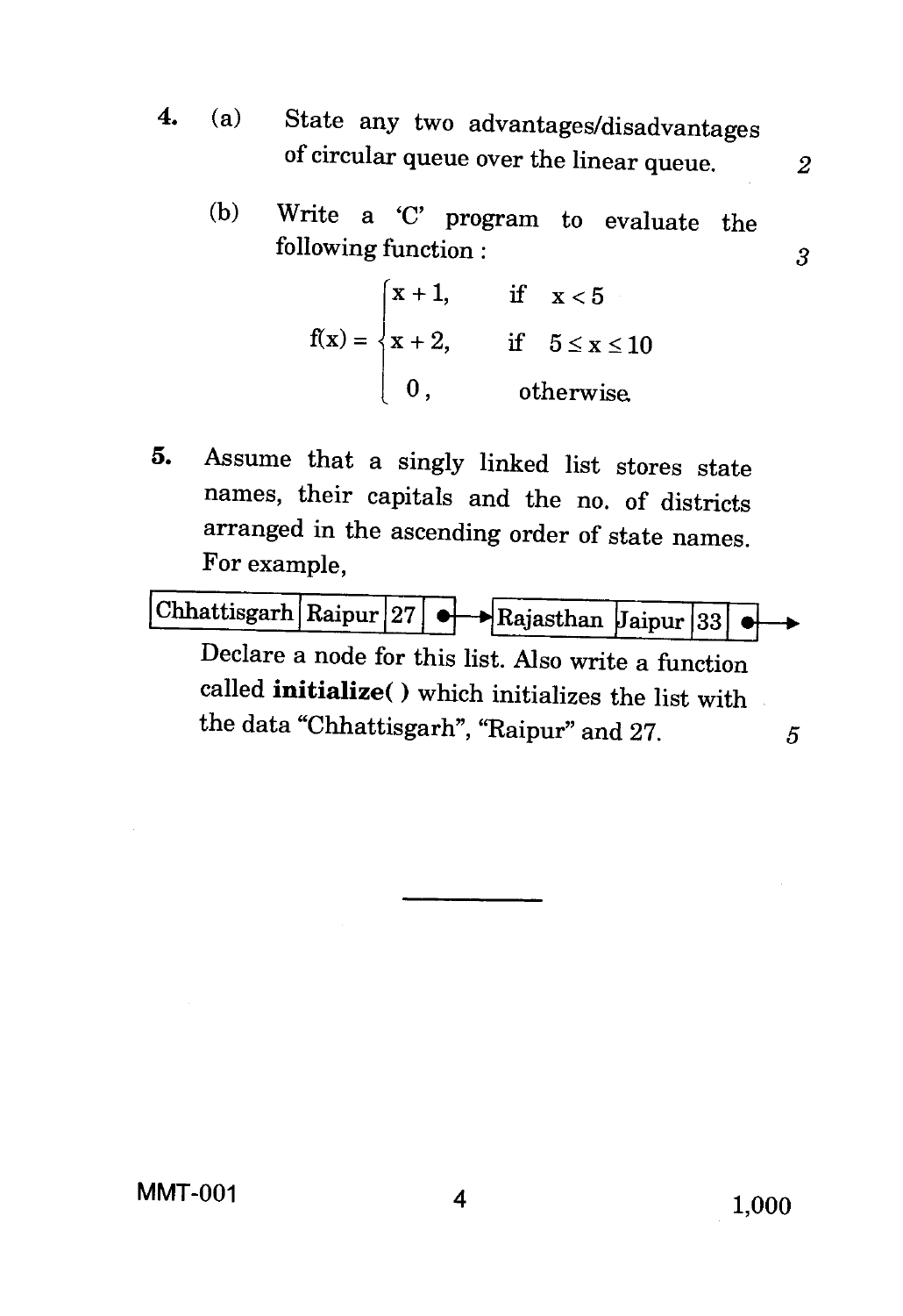4. (a) State any two advantages/disadvantages of circular queue over the linear queue. 2

   (b) Write a 'C' program to evaluate the following function : 3

$$f(x) = \begin{cases} x + 1, & \text{if } x < 5 \\ x + 2, & \text{if } 5 \le x \le 10 \\ 0, & \text{otherwise.} \end{cases}$$

5. Assume that a singly linked list stores state names, their capitals and the no. of districts arranged in the ascending order of state names. For example,

| Chhattisgarh | Raipur | 27 | • | → | Rajasthan | Jaipur | 33 | • | → |
|---|---|---|---|---|---|---|---|---|---|

Declare a node for this list. Also write a function called **initialize( )** which initializes the list with the data "Chhattisgarh", "Raipur" and 27. 5

MMT-001 1,000